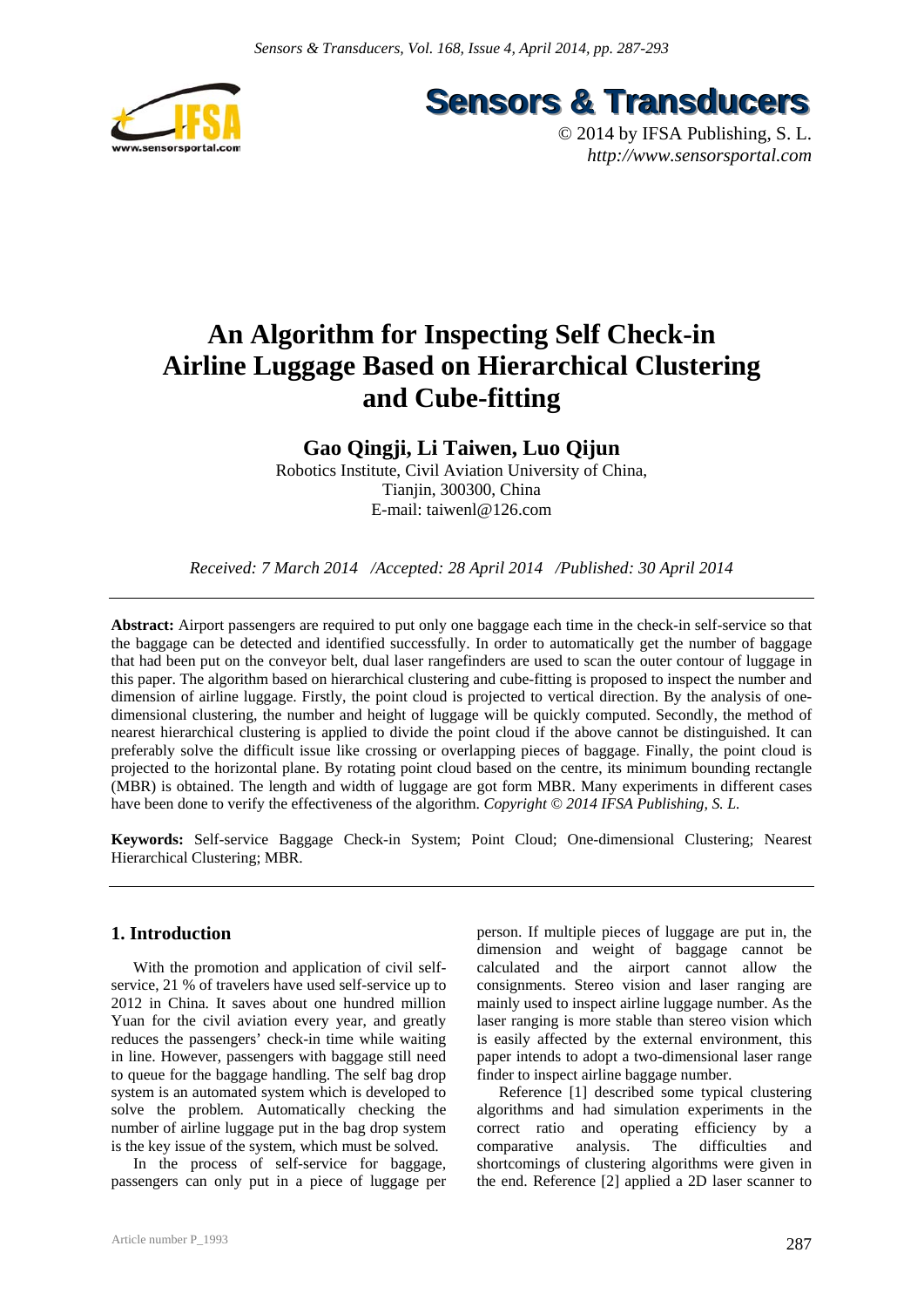# An Algorithm for Inspecting Self Check-in Airline Luggage Based on Hierarchical Clustering and Cube-fitting

**Gao Qingji, Li Taiwen, Luo Qijun**

Robotics Institute, Civil Aviation University of China,
Tianjin, 300300, China
E-mail: taiwenl@126.com

*Received: 7 March 2014 /Accepted: 28 April 2014 /Published: 30 April 2014*

**Abstract:** Airport passengers are required to put only one baggage each time in the check-in self-service so that the baggage can be detected and identified successfully. In order to automatically get the number of baggage that had been put on the conveyor belt, dual laser rangefinders are used to scan the outer contour of luggage in this paper. The algorithm based on hierarchical clustering and cube-fitting is proposed to inspect the number and dimension of airline luggage. Firstly, the point cloud is projected to vertical direction. By the analysis of one-dimensional clustering, the number and height of luggage will be quickly computed. Secondly, the method of nearest hierarchical clustering is applied to divide the point cloud if the above cannot be distinguished. It can preferably solve the difficult issue like crossing or overlapping pieces of baggage. Finally, the point cloud is projected to the horizontal plane. By rotating point cloud based on the centre, its minimum bounding rectangle (MBR) is obtained. The length and width of luggage are got form MBR. Many experiments in different cases have been done to verify the effectiveness of the algorithm. *Copyright © 2014 IFSA Publishing, S. L.*

**Keywords:** Self-service Baggage Check-in System; Point Cloud; One-dimensional Clustering; Nearest Hierarchical Clustering; MBR.

## 1. Introduction

With the promotion and application of civil self-service, 21 % of travelers have used self-service up to 2012 in China. It saves about one hundred million Yuan for the civil aviation every year, and greatly reduces the passengers' check-in time while waiting in line. However, passengers with baggage still need to queue for the baggage handling. The self bag drop system is an automated system which is developed to solve the problem. Automatically checking the number of airline luggage put in the bag drop system is the key issue of the system, which must be solved.

In the process of self-service for baggage, passengers can only put in a piece of luggage per person. If multiple pieces of luggage are put in, the dimension and weight of baggage cannot be calculated and the airport cannot allow the consignments. Stereo vision and laser ranging are mainly used to inspect airline luggage number. As the laser ranging is more stable than stereo vision which is easily affected by the external environment, this paper intends to adopt a two-dimensional laser range finder to inspect airline baggage number.

Reference [1] described some typical clustering algorithms and had simulation experiments in the correct ratio and operating efficiency by a comparative analysis. The difficulties and shortcomings of clustering algorithms were given in the end. Reference [2] applied a 2D laser scanner to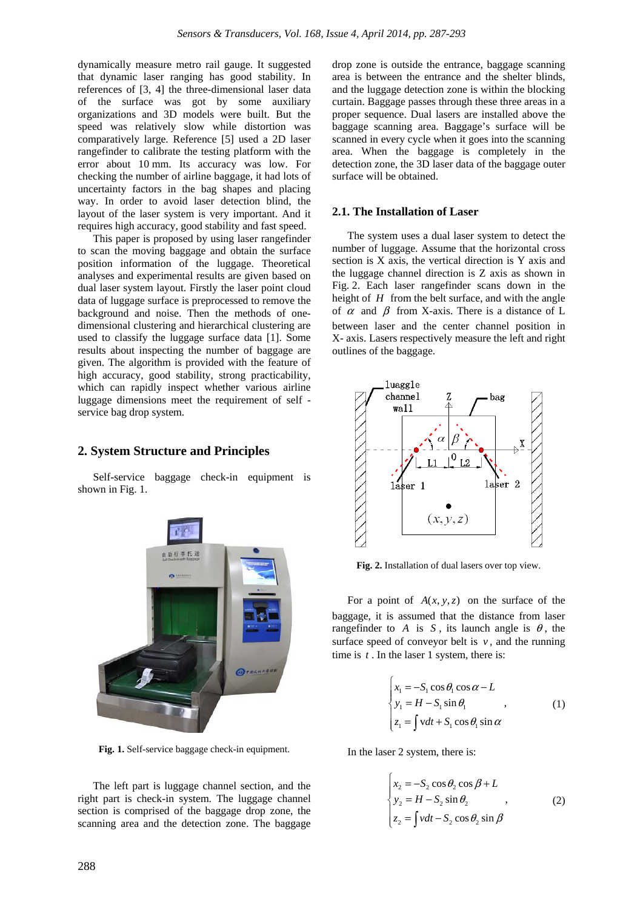dynamically measure metro rail gauge. It suggested that dynamic laser ranging has good stability. In references of [3, 4] the three-dimensional laser data of the surface was got by some auxiliary organizations and 3D models were built. But the speed was relatively slow while distortion was comparatively large. Reference [5] used a 2D laser rangefinder to calibrate the testing platform with the error about 10 mm. Its accuracy was low. For checking the number of airline baggage, it had lots of uncertainty factors in the bag shapes and placing way. In order to avoid laser detection blind, the layout of the laser system is very important. And it requires high accuracy, good stability and fast speed.

This paper is proposed by using laser rangefinder to scan the moving baggage and obtain the surface position information of the luggage. Theoretical analyses and experimental results are given based on dual laser system layout. Firstly the laser point cloud data of luggage surface is preprocessed to remove the background and noise. Then the methods of one-dimensional clustering and hierarchical clustering are used to classify the luggage surface data [1]. Some results about inspecting the number of baggage are given. The algorithm is provided with the feature of high accuracy, good stability, strong practicability, which can rapidly inspect whether various airline luggage dimensions meet the requirement of self - service bag drop system.

## 2. System Structure and Principles

Self-service baggage check-in equipment is shown in Fig. 1.

**Fig. 1.** Self-service baggage check-in equipment.

The left part is luggage channel section, and the right part is check-in system. The luggage channel section is comprised of the baggage drop zone, the scanning area and the detection zone. The baggage drop zone is outside the entrance, baggage scanning area is between the entrance and the shelter blinds, and the luggage detection zone is within the blocking curtain. Baggage passes through these three areas in a proper sequence. Dual lasers are installed above the baggage scanning area. Baggage's surface will be scanned in every cycle when it goes into the scanning area. When the baggage is completely in the detection zone, the 3D laser data of the baggage outer surface will be obtained.

### 2.1. The Installation of Laser

The system uses a dual laser system to detect the number of luggage. Assume that the horizontal cross section is X axis, the vertical direction is Y axis and the luggage channel direction is Z axis as shown in Fig. 2. Each laser rangefinder scans down in the height of $H$ from the belt surface, and with the angle of $\alpha$ and $\beta$ from X-axis. There is a distance of L between laser and the center channel position in X- axis. Lasers respectively measure the left and right outlines of the baggage.

**Fig. 2.** Installation of dual lasers over top view.

For a point of $A(x, y, z)$ on the surface of the baggage, it is assumed that the distance from laser rangefinder to $A$ is $S$, its launch angle is $\theta$, the surface speed of conveyor belt is $v$, and the running time is $t$. In the laser 1 system, there is:

$$\begin{cases} x_1 = -S_1 \cos\theta_1 \cos\alpha - L \\ y_1 = H - S_1 \sin\theta_1 \\ z_1 = \int v dt + S_1 \cos\theta_1 \sin\alpha \end{cases}, \tag{1}$$

In the laser 2 system, there is:

$$\begin{cases} x_2 = -S_2 \cos\theta_2 \cos\beta + L \\ y_2 = H - S_2 \sin\theta_2 \\ z_2 = \int v dt - S_2 \cos\theta_2 \sin\beta \end{cases}, \tag{2}$$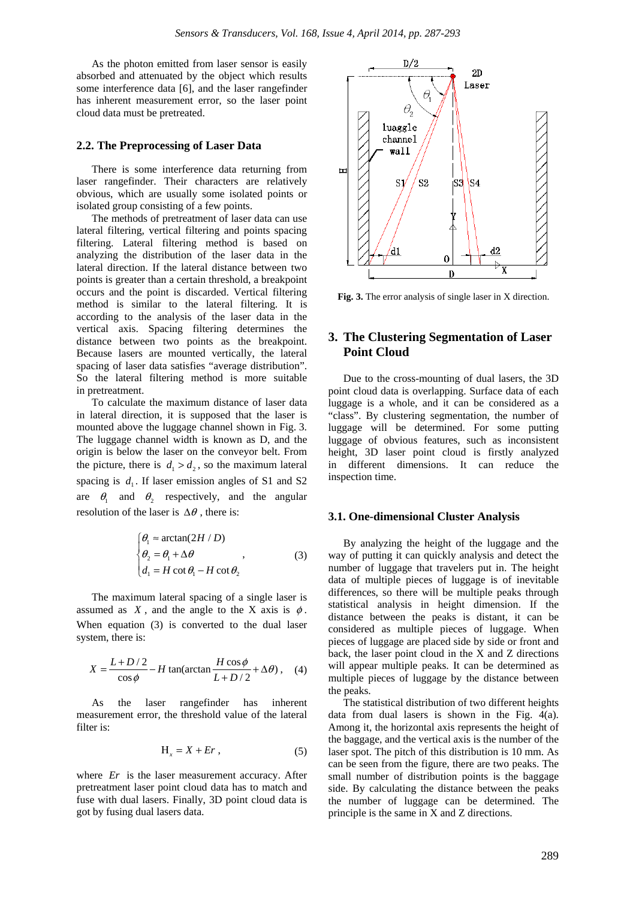As the photon emitted from laser sensor is easily absorbed and attenuated by the object which results some interference data [6], and the laser rangefinder has inherent measurement error, so the laser point cloud data must be pretreated.

### 2.2. The Preprocessing of Laser Data

There is some interference data returning from laser rangefinder. Their characters are relatively obvious, which are usually some isolated points or isolated group consisting of a few points.

The methods of pretreatment of laser data can use lateral filtering, vertical filtering and points spacing filtering. Lateral filtering method is based on analyzing the distribution of the laser data in the lateral direction. If the lateral distance between two points is greater than a certain threshold, a breakpoint occurs and the point is discarded. Vertical filtering method is similar to the lateral filtering. It is according to the analysis of the laser data in the vertical axis. Spacing filtering determines the distance between two points as the breakpoint. Because lasers are mounted vertically, the lateral spacing of laser data satisfies "average distribution". So the lateral filtering method is more suitable in pretreatment.

To calculate the maximum distance of laser data in lateral direction, it is supposed that the laser is mounted above the luggage channel shown in Fig. 3. The luggage channel width is known as D, and the origin is below the laser on the conveyor belt. From the picture, there is $d_1 > d_2$, so the maximum lateral spacing is $d_1$. If laser emission angles of S1 and S2 are $\theta_1$ and $\theta_2$ respectively, and the angular resolution of the laser is $\Delta\theta$, there is:

$$\begin{cases} \theta_1 \approx \arctan(2H/D) \\ \theta_2 = \theta_1 + \Delta\theta \\ d_1 = H\cot\theta_1 - H\cot\theta_2 \end{cases}, \tag{3}$$

The maximum lateral spacing of a single laser is assumed as $X$, and the angle to the X axis is $\phi$. When equation (3) is converted to the dual laser system, there is:

$$X = \frac{L + D/2}{\cos\phi} - H\tan(\arctan\frac{H\cos\phi}{L + D/2} + \Delta\theta), \tag{4}$$

As the laser rangefinder has inherent measurement error, the threshold value of the lateral filter is:

$$H_x = X + Er, \tag{5}$$

where $Er$ is the laser measurement accuracy. After pretreatment laser point cloud data has to match and fuse with dual lasers. Finally, 3D point cloud data is got by fusing dual lasers data.

**Fig. 3.** The error analysis of single laser in X direction.

## 3. The Clustering Segmentation of Laser Point Cloud

Due to the cross-mounting of dual lasers, the 3D point cloud data is overlapping. Surface data of each luggage is a whole, and it can be considered as a "class". By clustering segmentation, the number of luggage will be determined. For some putting luggage of obvious features, such as inconsistent height, 3D laser point cloud is firstly analyzed in different dimensions. It can reduce the inspection time.

### 3.1. One-dimensional Cluster Analysis

By analyzing the height of the luggage and the way of putting it can quickly analysis and detect the number of luggage that travelers put in. The height data of multiple pieces of luggage is of inevitable differences, so there will be multiple peaks through statistical analysis in height dimension. If the distance between the peaks is distant, it can be considered as multiple pieces of luggage. When pieces of luggage are placed side by side or front and back, the laser point cloud in the X and Z directions will appear multiple peaks. It can be determined as multiple pieces of luggage by the distance between the peaks.

The statistical distribution of two different heights data from dual lasers is shown in the Fig. 4(a). Among it, the horizontal axis represents the height of the baggage, and the vertical axis is the number of the laser spot. The pitch of this distribution is 10 mm. As can be seen from the figure, there are two peaks. The small number of distribution points is the baggage side. By calculating the distance between the peaks the number of luggage can be determined. The principle is the same in X and Z directions.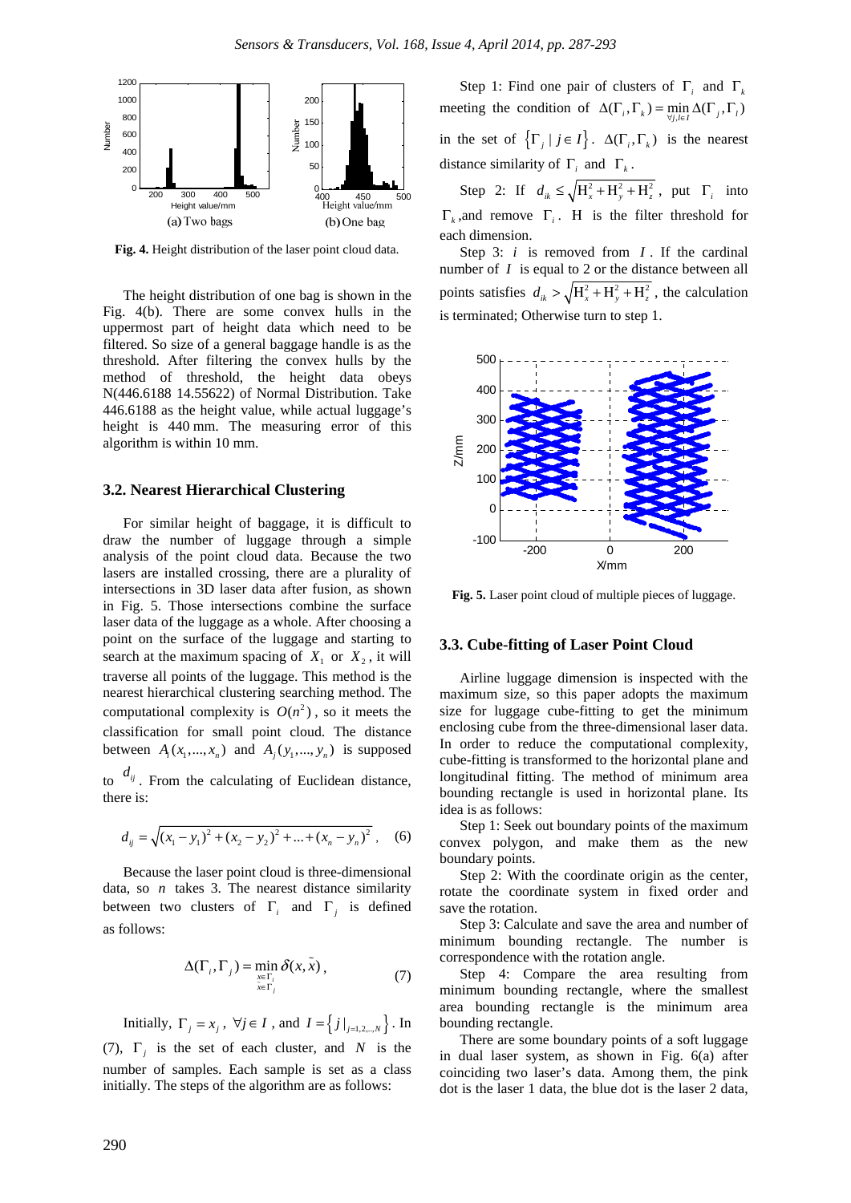Fig. 4. Height distribution of the laser point cloud data.

The height distribution of one bag is shown in the Fig. 4(b). There are some convex hulls in the uppermost part of height data which need to be filtered. So size of a general baggage handle is as the threshold. After filtering the convex hulls by the method of threshold, the height data obeys N(446.6188 14.55622) of Normal Distribution. Take 446.6188 as the height value, while actual luggage's height is 440 mm. The measuring error of this algorithm is within 10 mm.

### 3.2. Nearest Hierarchical Clustering

For similar height of baggage, it is difficult to draw the number of luggage through a simple analysis of the point cloud data. Because the two lasers are installed crossing, there are a plurality of intersections in 3D laser data after fusion, as shown in Fig. 5. Those intersections combine the surface laser data of the luggage as a whole. After choosing a point on the surface of the luggage and starting to search at the maximum spacing of $X_1$ or $X_2$, it will traverse all points of the luggage. This method is the nearest hierarchical clustering searching method. The computational complexity is $O(n^2)$, so it meets the classification for small point cloud. The distance between $A_1(x_1,...,x_n)$ and $A_j(y_1,...,y_n)$ is supposed to $d_{ij}$. From the calculating of Euclidean distance, there is:

$$d_{ij}=\sqrt{(x_1-y_1)^2+(x_2-y_2)^2+...+(x_n-y_n)^2}\,, \quad (6)$$

Because the laser point cloud is three-dimensional data, so $n$ takes 3. The nearest distance similarity between two clusters of $\Gamma_i$ and $\Gamma_j$ is defined as follows:

$$\Delta(\Gamma_i,\Gamma_j)=\min_{\substack{x\in\Gamma_i\\ \tilde{x}\in\Gamma_j}}\delta(x,\tilde{x})\,, \quad (7)$$

Initially, $\Gamma_j=x_j$, $\forall j\in I$, and $I=\left\{j\,|_{j=1,2,..,N}\right\}$. In (7), $\Gamma_j$ is the set of each cluster, and $N$ is the number of samples. Each sample is set as a class initially. The steps of the algorithm are as follows:

Step 1: Find one pair of clusters of $\Gamma_i$ and $\Gamma_k$ meeting the condition of $\Delta(\Gamma_i,\Gamma_k)=\min_{\forall j,l\in I}\Delta(\Gamma_j,\Gamma_l)$ in the set of $\left\{\Gamma_j\,|\,j\in I\right\}$. $\Delta(\Gamma_i,\Gamma_k)$ is the nearest distance similarity of $\Gamma_i$ and $\Gamma_k$.

Step 2: If $d_{ik}\le\sqrt{H_x^2+H_y^2+H_z^2}$, put $\Gamma_i$ into $\Gamma_k$, and remove $\Gamma_i$. H is the filter threshold for each dimension.

Step 3: $i$ is removed from $I$. If the cardinal number of $I$ is equal to 2 or the distance between all points satisfies $d_{ik}>\sqrt{H_x^2+H_y^2+H_z^2}$, the calculation is terminated; Otherwise turn to step 1.

Fig. 5. Laser point cloud of multiple pieces of luggage.

### 3.3. Cube-fitting of Laser Point Cloud

Airline luggage dimension is inspected with the maximum size, so this paper adopts the maximum size for luggage cube-fitting to get the minimum enclosing cube from the three-dimensional laser data. In order to reduce the computational complexity, cube-fitting is transformed to the horizontal plane and longitudinal fitting. The method of minimum area bounding rectangle is used in horizontal plane. Its idea is as follows:

Step 1: Seek out boundary points of the maximum convex polygon, and make them as the new boundary points.

Step 2: With the coordinate origin as the center, rotate the coordinate system in fixed order and save the rotation.

Step 3: Calculate and save the area and number of minimum bounding rectangle. The number is correspondence with the rotation angle.

Step 4: Compare the area resulting from minimum bounding rectangle, where the smallest area bounding rectangle is the minimum area bounding rectangle.

There are some boundary points of a soft luggage in dual laser system, as shown in Fig. 6(a) after coinciding two laser's data. Among them, the pink dot is the laser 1 data, the blue dot is the laser 2 data,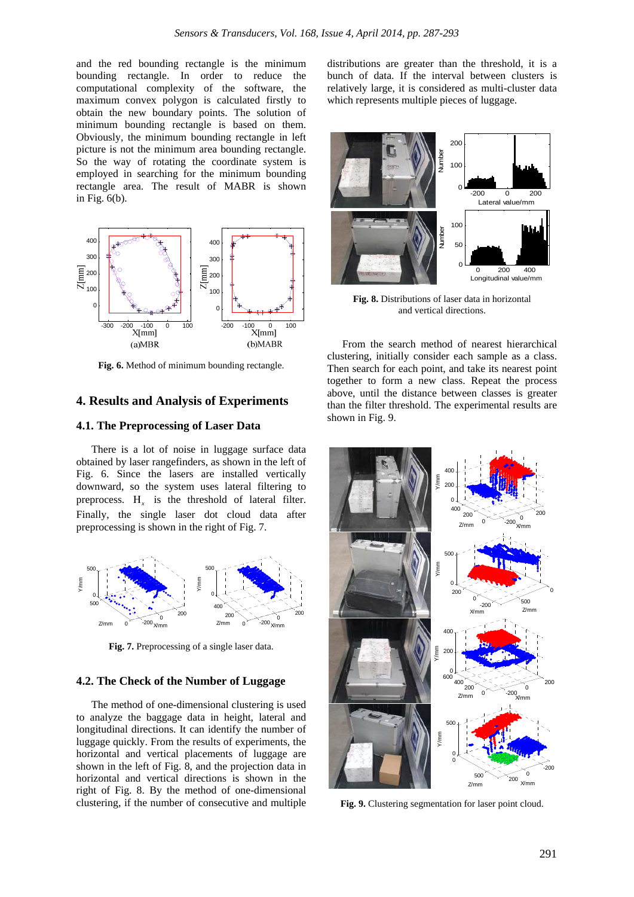and the red bounding rectangle is the minimum bounding rectangle. In order to reduce the computational complexity of the software, the maximum convex polygon is calculated firstly to obtain the new boundary points. The solution of minimum bounding rectangle is based on them. Obviously, the minimum bounding rectangle in left picture is not the minimum area bounding rectangle. So the way of rotating the coordinate system is employed in searching for the minimum bounding rectangle area. The result of MABR is shown in Fig. 6(b).

**Fig. 6.** Method of minimum bounding rectangle.

## 4. Results and Analysis of Experiments

### 4.1. The Preprocessing of Laser Data

There is a lot of noise in luggage surface data obtained by laser rangefinders, as shown in the left of Fig. 6. Since the lasers are installed vertically downward, so the system uses lateral filtering to preprocess. $H_x$ is the threshold of lateral filter. Finally, the single laser dot cloud data after preprocessing is shown in the right of Fig. 7.

**Fig. 7.** Preprocessing of a single laser data.

### 4.2. The Check of the Number of Luggage

The method of one-dimensional clustering is used to analyze the baggage data in height, lateral and longitudinal directions. It can identify the number of luggage quickly. From the results of experiments, the horizontal and vertical placements of luggage are shown in the left of Fig. 8, and the projection data in horizontal and vertical directions is shown in the right of Fig. 8. By the method of one-dimensional clustering, if the number of consecutive and multiple distributions are greater than the threshold, it is a bunch of data. If the interval between clusters is relatively large, it is considered as multi-cluster data which represents multiple pieces of luggage.

**Fig. 8.** Distributions of laser data in horizontal and vertical directions.

From the search method of nearest hierarchical clustering, initially consider each sample as a class. Then search for each point, and take its nearest point together to form a new class. Repeat the process above, until the distance between classes is greater than the filter threshold. The experimental results are shown in Fig. 9.

**Fig. 9.** Clustering segmentation for laser point cloud.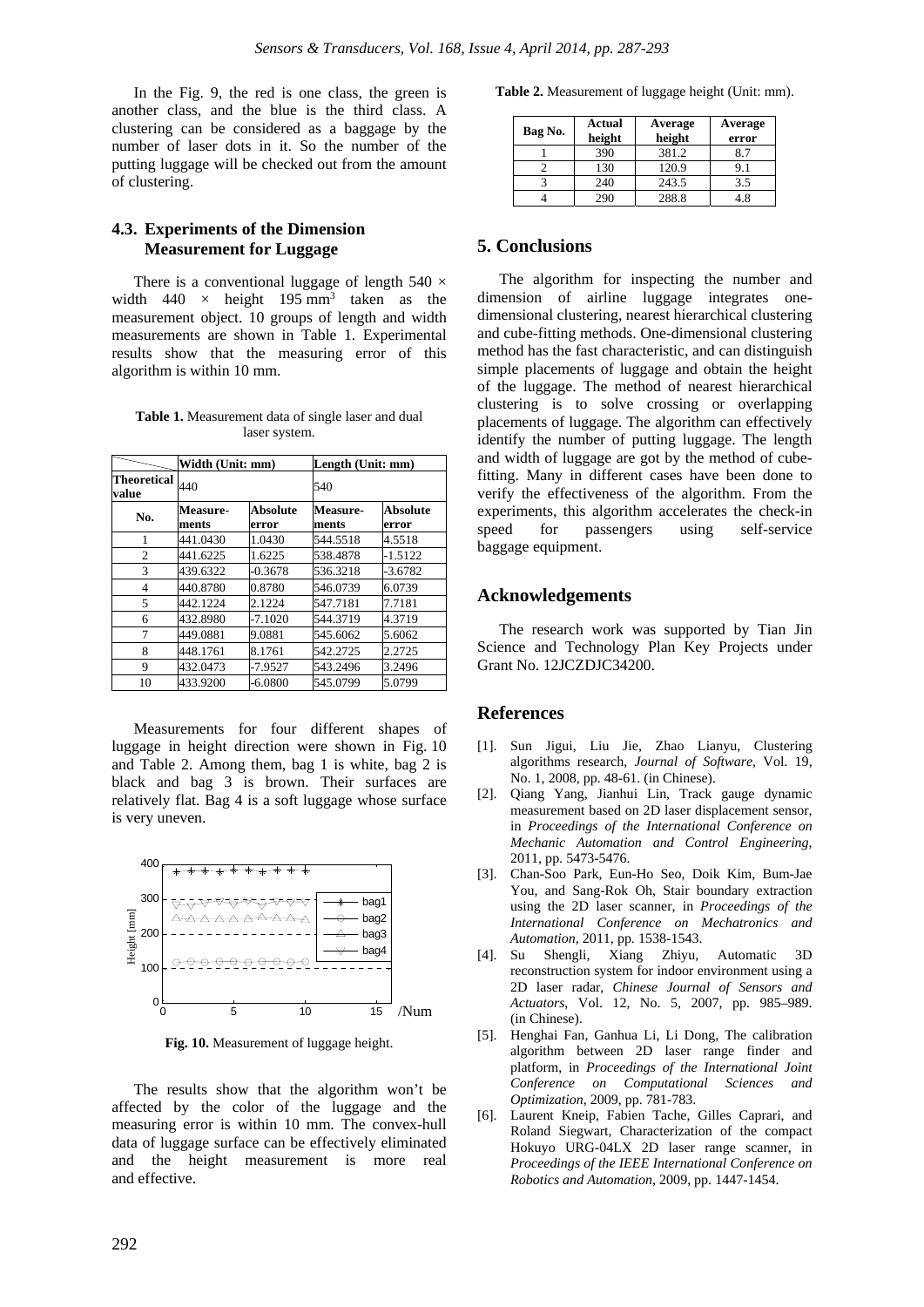In the Fig. 9, the red is one class, the green is another class, and the blue is the third class. A clustering can be considered as a baggage by the number of laser dots in it. So the number of the putting luggage will be checked out from the amount of clustering.

### 4.3. Experiments of the Dimension Measurement for Luggage

There is a conventional luggage of length 540 × width 440 × height 195 $mm^3$ taken as the measurement object. 10 groups of length and width measurements are shown in Table 1. Experimental results show that the measuring error of this algorithm is within 10 mm.

**Table 1.** Measurement data of single laser and dual laser system.

| | Width (Unit: mm) | | Length (Unit: mm) | |
|---|---|---|---|---|
| **Theoretical value** | 440 | | 540 | |
| **No.** | **Measure-ments** | **Absolute error** | **Measure-ments** | **Absolute error** |
| 1 | 441.0430 | 1.0430 | 544.5518 | 4.5518 |
| 2 | 441.6225 | 1.6225 | 538.4878 | -1.5122 |
| 3 | 439.6322 | -0.3678 | 536.3218 | -3.6782 |
| 4 | 440.8780 | 0.8780 | 546.0739 | 6.0739 |
| 5 | 442.1224 | 2.1224 | 547.7181 | 7.7181 |
| 6 | 432.8980 | -7.1020 | 544.3719 | 4.3719 |
| 7 | 449.0881 | 9.0881 | 545.6062 | 5.6062 |
| 8 | 448.1761 | 8.1761 | 542.2725 | 2.2725 |
| 9 | 432.0473 | -7.9527 | 543.2496 | 3.2496 |
| 10 | 433.9200 | -6.0800 | 545.0799 | 5.0799 |

Measurements for four different shapes of luggage in height direction were shown in Fig. 10 and Table 2. Among them, bag 1 is white, bag 2 is black and bag 3 is brown. Their surfaces are relatively flat. Bag 4 is a soft luggage whose surface is very uneven.

**Fig. 10.** Measurement of luggage height.

The results show that the algorithm won't be affected by the color of the luggage and the measuring error is within 10 mm. The convex-hull data of luggage surface can be effectively eliminated and the height measurement is more real and effective.

**Table 2.** Measurement of luggage height (Unit: mm).

| Bag No. | Actual height | Average height | Average error |
|---|---|---|---|
| 1 | 390 | 381.2 | 8.7 |
| 2 | 130 | 120.9 | 9.1 |
| 3 | 240 | 243.5 | 3.5 |
| 4 | 290 | 288.8 | 4.8 |

## 5. Conclusions

The algorithm for inspecting the number and dimension of airline luggage integrates one-dimensional clustering, nearest hierarchical clustering and cube-fitting methods. One-dimensional clustering method has the fast characteristic, and can distinguish simple placements of luggage and obtain the height of the luggage. The method of nearest hierarchical clustering is to solve crossing or overlapping placements of luggage. The algorithm can effectively identify the number of putting luggage. The length and width of luggage are got by the method of cube-fitting. Many in different cases have been done to verify the effectiveness of the algorithm. From the experiments, this algorithm accelerates the check-in speed for passengers using self-service baggage equipment.

## Acknowledgements

The research work was supported by Tian Jin Science and Technology Plan Key Projects under Grant No. 12JCZDJC34200.

## References

[1]. Sun Jigui, Liu Jie, Zhao Lianyu, Clustering algorithms research, *Journal of Software*, Vol. 19, No. 1, 2008, pp. 48-61. (in Chinese).

[2]. Qiang Yang, Jianhui Lin, Track gauge dynamic measurement based on 2D laser displacement sensor, in *Proceedings of the International Conference on Mechanic Automation and Control Engineering*, 2011, pp. 5473-5476.

[3]. Chan-Soo Park, Eun-Ho Seo, Doik Kim, Bum-Jae You, and Sang-Rok Oh, Stair boundary extraction using the 2D laser scanner, in *Proceedings of the International Conference on Mechatronics and Automation*, 2011, pp. 1538-1543.

[4]. Su Shengli, Xiang Zhiyu, Automatic 3D reconstruction system for indoor environment using a 2D laser radar, *Chinese Journal of Sensors and Actuators*, Vol. 12, No. 5, 2007, pp. 985–989. (in Chinese).

[5]. Henghai Fan, Ganhua Li, Li Dong, The calibration algorithm between 2D laser range finder and platform, in *Proceedings of the International Joint Conference on Computational Sciences and Optimization*, 2009, pp. 781-783.

[6]. Laurent Kneip, Fabien Tache, Gilles Caprari, and Roland Siegwart, Characterization of the compact Hokuyo URG-04LX 2D laser range scanner, in *Proceedings of the IEEE International Conference on Robotics and Automation*, 2009, pp. 1447-1454.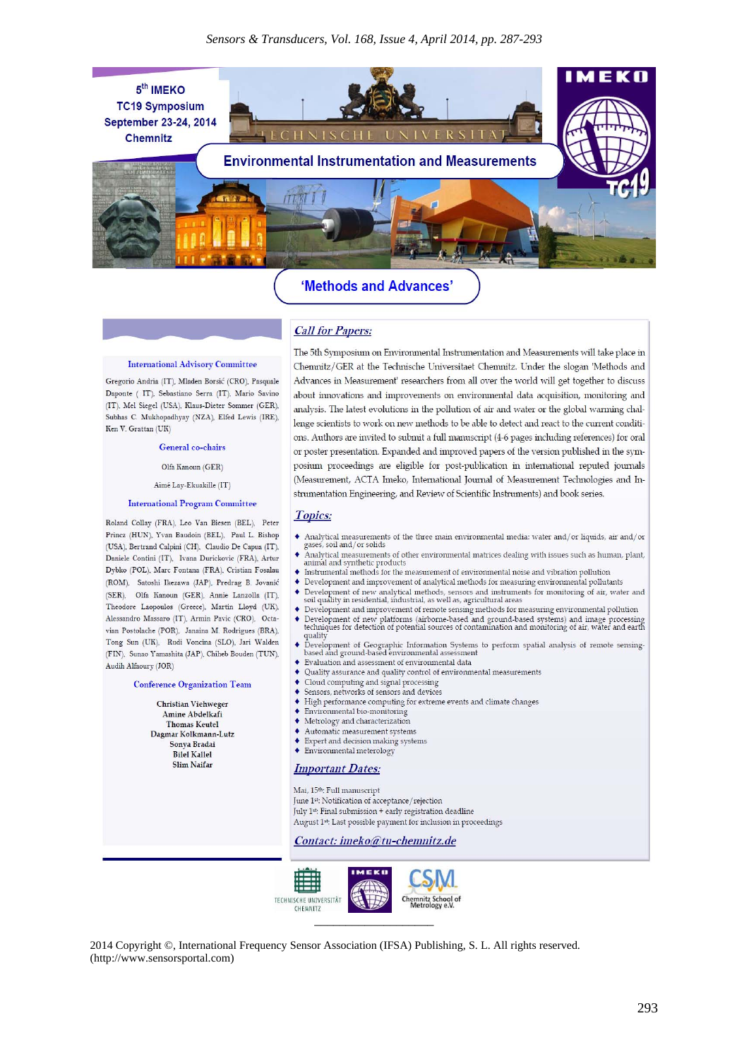5[th] IMEKO TC19 Symposium
September 23-24, 2014
Chemnitz

# Environmental Instrumentation and Measurements

## 'Methods and Advances'

**International Advisory Committee**

Gregorio Andria (IT), Mladen Borsić (CRO), Pasquale Daponte (IT), Sebastiano Serra (IT), Mario Savino (IT), Mel Siegel (USA), Klaus-Dieter Sommer (GER), Subhas C. Mukhopadhyay (NZA), Elfed Lewis (IRE), Ken V. Grattan (UK)

**General co-chairs**

Olfa Kanoun (GER)

Aimé Lay-Ekuakille (IT)

**International Program Committee**

Roland Collay (FRA), Leo Van Biesen (BEL), Peter Princz (HUN), Yvan Baudoin (BEL), Paul L. Bishop (USA), Bertrand Calpini (CH), Claudio De Capua (IT), Daniele Contini (IT), Ivana Duricković (FRA), Artur Dybko (POL), Marc Fontana (FRA), Cristian Fosalau (ROM), Satoshi Ikezawa (JAP), Predrag B. Jovanić (SER), Olfa Kanoun (GER), Annie Lanzolla (IT), Theodore Laopoulos (Greece), Martin Lloyd (UK), Alessandro Massaro (IT), Armin Pavic (CRO), Octavian Postolache (POR), Janaina M. Rodrigues (BRA), Tong Sun (UK), Rudi Voncina (SLO), Jari Walden (FIN), Sunao Yamashita (JAP), Chiheb Bouden (TUN), Audih Alfaoury (JOR)

**Conference Organization Team**

Christian Viehweger
Amine Abdelkafi
Thomas Keutel
Dagmar Kolkmann-Lutz
Sonya Bradai
Bilel Kallel
Slim Naifar

## *Call for Papers:*

The 5th Symposium on Environmental Instrumentation and Measurements will take place in Chemnitz/GER at the Technische Universitaet Chemnitz. Under the slogan 'Methods and Advances in Measurement' researchers from all over the world will get together to discuss about innovations and improvements on environmental data acquisition, monitoring and analysis. The latest evolutions in the pollution of air and water or the global warming challenge scientists to work on new methods to be able to detect and react to the current conditions. Authors are invited to submit a full manuscript (4-6 pages including references) for oral or poster presentation. Expanded and improved papers of the version published in the symposium proceedings are eligible for post-publication in international reputed journals (Measurement, ACTA Imeko, International Journal of Measurement Technologies and Instrumentation Engineering, and Review of Scientific Instruments) and book series.

## *Topics:*

- Analytical measurements of the three main environmental media: water and/or liquids, air and/or gases, soil and/or solids
- Analytical measurements of other environmental matrices dealing with issues such as human, plant, animal and synthetic products
- Instrumental methods for the measurement of environmental noise and vibration pollution
- Development and improvement of analytical methods for measuring environmental pollutants
- Development of new analytical methods, sensors and instruments for monitoring of air, water and soil quality in residential, industrial, as well as, agricultural areas
- Development and improvement of remote sensing methods for measuring environmental pollution
- Development of new platforms (airborne-based and ground-based systems) and image processing techniques for detection of potential sources of contamination and monitoring of air, water and earth quality
- Development of Geographic Information Systems to perform spatial analysis of remote sensing-based and ground-based environmental assessment
- Evaluation and assessment of environmental data
- Quality assurance and quality control of environmental measurements
- Cloud computing and signal processing
- Sensors, networks of sensors and devices
- High performance computing for extreme events and climate changes
- Environmental bio-monitoring
- Metrology and characterization
- Automatic measurement systems
- Expert and decision making systems
- Environmental meterology

## *Important Dates:*

Mai, 15th: Full manuscript
June 1st: Notification of acceptance/rejection
July 1st: Final submission + early registration deadline
August 1st: Last possible payment for inclusion in proceedings

## *Contact: imeko@tu-chemnitz.de*

Technische Universität Chemnitz — IMEKO — CSM Chemnitz School of Metrology e.V.

2014 Copyright ©, International Frequency Sensor Association (IFSA) Publishing, S. L. All rights reserved. (http://www.sensorsportal.com)